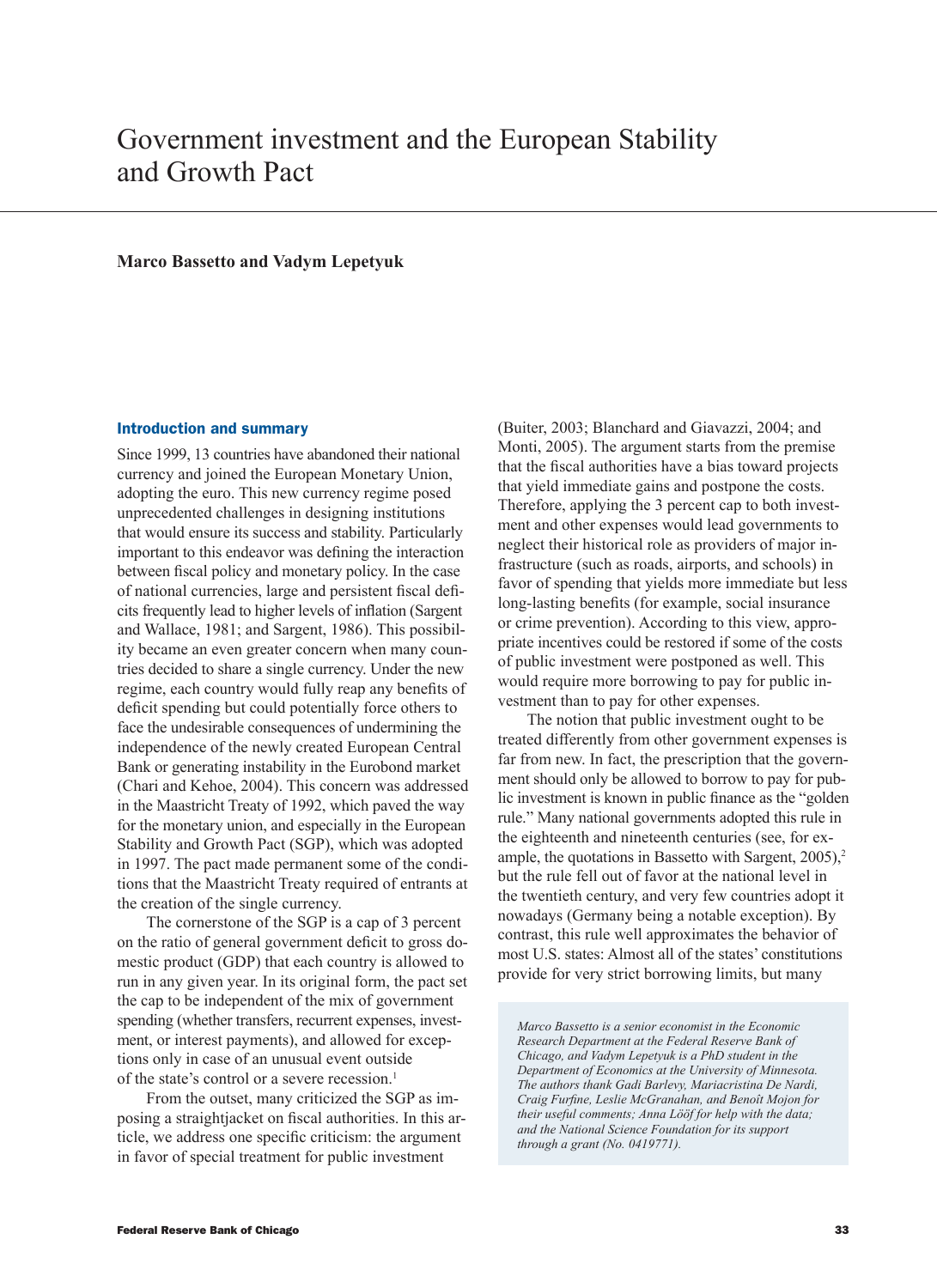# Government investment and the European Stability and Growth Pact

**Marco Bassetto and Vadym Lepetyuk**

## Introduction and summary

Since 1999, 13 countries have abandoned their national currency and joined the European Monetary Union, adopting the euro. This new currency regime posed unprecedented challenges in designing institutions that would ensure its success and stability. Particularly important to this endeavor was defining the interaction between fiscal policy and monetary policy. In the case of national currencies, large and persistent fiscal deficits frequently lead to higher levels of inflation (Sargent and Wallace, 1981; and Sargent, 1986). This possibility became an even greater concern when many countries decided to share a single currency. Under the new regime, each country would fully reap any benefits of deficit spending but could potentially force others to face the undesirable consequences of undermining the independence of the newly created European Central Bank or generating instability in the Eurobond market (Chari and Kehoe, 2004). This concern was addressed in the Maastricht Treaty of 1992, which paved the way for the monetary union, and especially in the European Stability and Growth Pact (SGP), which was adopted in 1997. The pact made permanent some of the conditions that the Maastricht Treaty required of entrants at the creation of the single currency.

The cornerstone of the SGP is a cap of 3 percent on the ratio of general government deficit to gross domestic product (GDP) that each country is allowed to run in any given year. In its original form, the pact set the cap to be independent of the mix of government spending (whether transfers, recurrent expenses, investment, or interest payments), and allowed for exceptions only in case of an unusual event outside of the state's control or a severe recession.[1]

From the outset, many criticized the SGP as imposing a straightjacket on fiscal authorities. In this article, we address one specific criticism: the argument in favor of special treatment for public investment (Buiter, 2003; Blanchard and Giavazzi, 2004; and Monti, 2005). The argument starts from the premise that the fiscal authorities have a bias toward projects that yield immediate gains and postpone the costs. Therefore, applying the 3 percent cap to both investment and other expenses would lead governments to neglect their historical role as providers of major infrastructure (such as roads, airports, and schools) in favor of spending that yields more immediate but less long-lasting benefits (for example, social insurance or crime prevention). According to this view, appropriate incentives could be restored if some of the costs of public investment were postponed as well. This would require more borrowing to pay for public investment than to pay for other expenses.

The notion that public investment ought to be treated differently from other government expenses is far from new. In fact, the prescription that the government should only be allowed to borrow to pay for public investment is known in public finance as the "golden rule." Many national governments adopted this rule in the eighteenth and nineteenth centuries (see, for example, the quotations in Bassetto with Sargent, 2005),[2] but the rule fell out of favor at the national level in the twentieth century, and very few countries adopt it nowadays (Germany being a notable exception). By contrast, this rule well approximates the behavior of most U.S. states: Almost all of the states' constitutions provide for very strict borrowing limits, but many

*Marco Bassetto is a senior economist in the Economic Research Department at the Federal Reserve Bank of Chicago, and Vadym Lepetyuk is a PhD student in the Department of Economics at the University of Minnesota. The authors thank Gadi Barlevy, Mariacristina De Nardi, Craig Furfine, Leslie McGranahan, and Benoît Mojon for their useful comments; Anna Lööf for help with the data; and the National Science Foundation for its support through a grant (No. 0419771).*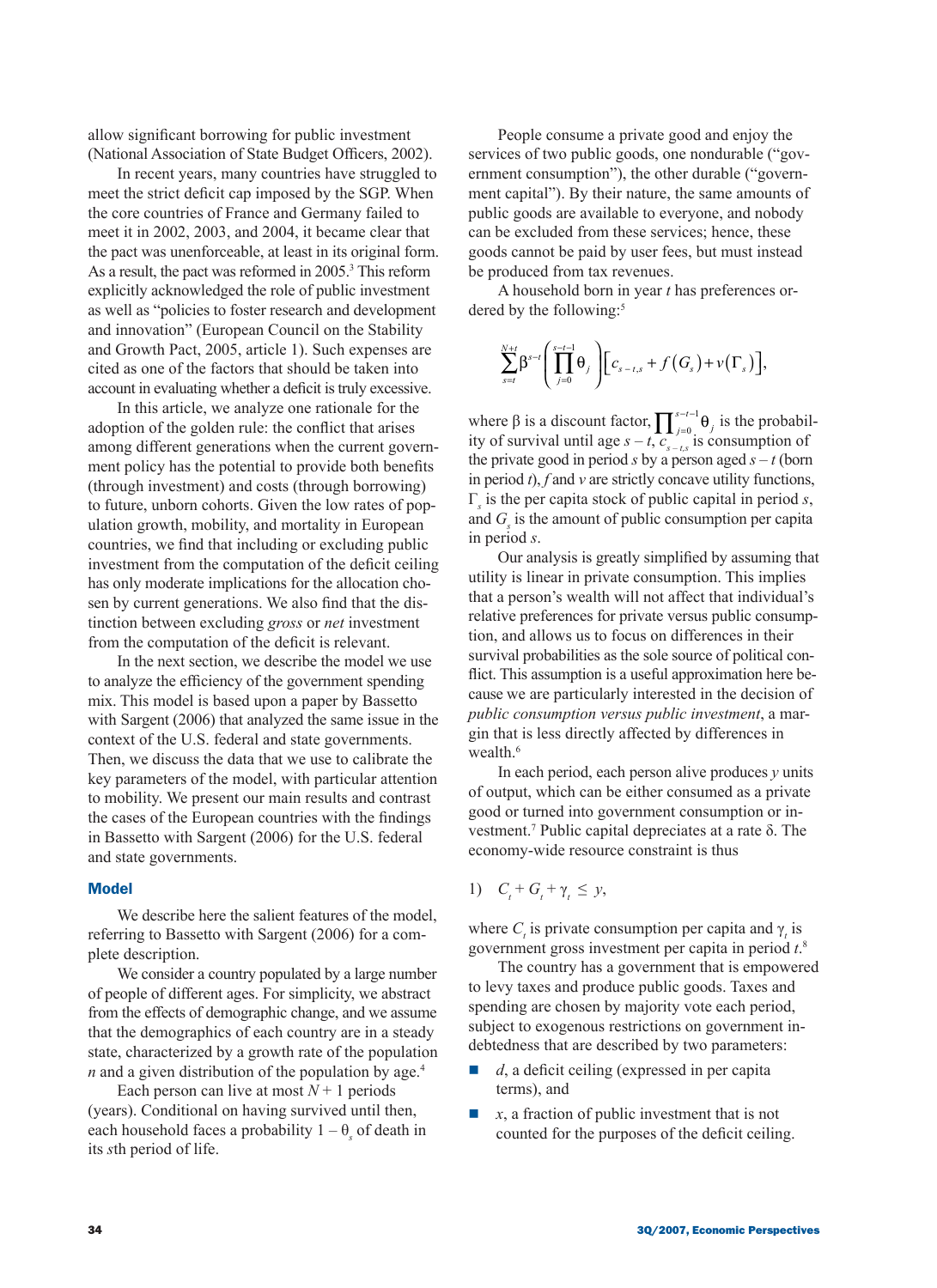allow significant borrowing for public investment (National Association of State Budget Officers, 2002).

In recent years, many countries have struggled to meet the strict deficit cap imposed by the SGP. When the core countries of France and Germany failed to meet it in 2002, 2003, and 2004, it became clear that the pact was unenforceable, at least in its original form. As a result, the pact was reformed in 2005.[3] This reform explicitly acknowledged the role of public investment as well as "policies to foster research and development and innovation" (European Council on the Stability and Growth Pact, 2005, article 1). Such expenses are cited as one of the factors that should be taken into account in evaluating whether a deficit is truly excessive.

In this article, we analyze one rationale for the adoption of the golden rule: the conflict that arises among different generations when the current government policy has the potential to provide both benefits (through investment) and costs (through borrowing) to future, unborn cohorts. Given the low rates of population growth, mobility, and mortality in European countries, we find that including or excluding public investment from the computation of the deficit ceiling has only moderate implications for the allocation chosen by current generations. We also find that the distinction between excluding *gross* or *net* investment from the computation of the deficit is relevant.

In the next section, we describe the model we use to analyze the efficiency of the government spending mix. This model is based upon a paper by Bassetto with Sargent (2006) that analyzed the same issue in the context of the U.S. federal and state governments. Then, we discuss the data that we use to calibrate the key parameters of the model, with particular attention to mobility. We present our main results and contrast the cases of the European countries with the findings in Bassetto with Sargent (2006) for the U.S. federal and state governments.

## Model

We describe here the salient features of the model, referring to Bassetto with Sargent (2006) for a complete description.

We consider a country populated by a large number of people of different ages. For simplicity, we abstract from the effects of demographic change, and we assume that the demographics of each country are in a steady state, characterized by a growth rate of the population $n$ and a given distribution of the population by age.[4]

Each person can live at most $N + 1$ periods (years). Conditional on having survived until then, each household faces a probability $1 - \theta_s$ of death in its $s$th period of life.

People consume a private good and enjoy the services of two public goods, one nondurable ("government consumption"), the other durable ("government capital"). By their nature, the same amounts of public goods are available to everyone, and nobody can be excluded from these services; hence, these goods cannot be paid by user fees, but must instead be produced from tax revenues.

A household born in year $t$ has preferences ordered by the following:[5]

$$\sum_{s=t}^{N+t} \beta^{s-t} \left( \prod_{j=0}^{s-t-1} \theta_j \right) \left[ c_{s-t,s} + f(G_s) + v(\Gamma_s) \right],$$

where $\beta$ is a discount factor, $\prod_{j=0}^{s-t-1} \theta_j$ is the probability of survival until age $s - t$, $c_{s-t,s}$ is consumption of the private good in period $s$ by a person aged $s - t$ (born in period $t$), $f$ and $v$ are strictly concave utility functions, $\Gamma_s$ is the per capita stock of public capital in period $s$, and $G_s$ is the amount of public consumption per capita in period $s$.

Our analysis is greatly simplified by assuming that utility is linear in private consumption. This implies that a person's wealth will not affect that individual's relative preferences for private versus public consumption, and allows us to focus on differences in their survival probabilities as the sole source of political conflict. This assumption is a useful approximation here because we are particularly interested in the decision of *public consumption versus public investment*, a margin that is less directly affected by differences in wealth.[6]

In each period, each person alive produces $y$ units of output, which can be either consumed as a private good or turned into government consumption or investment.[7] Public capital depreciates at a rate $\delta$. The economy-wide resource constraint is thus

$$1) \quad C_t + G_t + \gamma_t \leq y,$$

where $C_t$ is private consumption per capita and $\gamma_t$ is government gross investment per capita in period $t$.[8]

The country has a government that is empowered to levy taxes and produce public goods. Taxes and spending are chosen by majority vote each period, subject to exogenous restrictions on government indebtedness that are described by two parameters:

- $d$, a deficit ceiling (expressed in per capita terms), and
- $x$, a fraction of public investment that is not counted for the purposes of the deficit ceiling.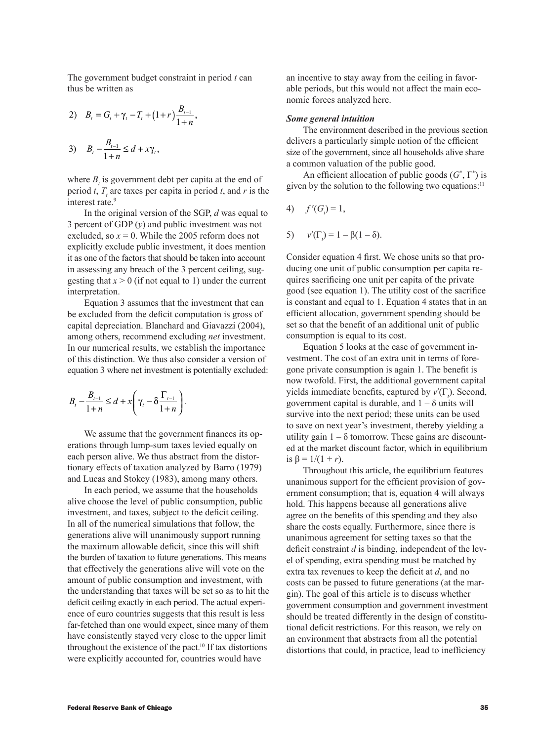The government budget constraint in period $t$ can thus be written as

$$2)\quad B_t = G_t + \gamma_t - T_t + (1+r)\frac{B_{t-1}}{1+n},$$

$$3)\quad B_t - \frac{B_{t-1}}{1+n} \leq d + x\gamma_t,$$

where $B_t$ is government debt per capita at the end of period $t$, $T_t$ are taxes per capita in period $t$, and $r$ is the interest rate.[9]

In the original version of the SGP, $d$ was equal to 3 percent of GDP ($y$) and public investment was not excluded, so $x = 0$. While the 2005 reform does not explicitly exclude public investment, it does mention it as one of the factors that should be taken into account in assessing any breach of the 3 percent ceiling, suggesting that $x > 0$ (if not equal to 1) under the current interpretation.

Equation 3 assumes that the investment that can be excluded from the deficit computation is gross of capital depreciation. Blanchard and Giavazzi (2004), among others, recommend excluding *net* investment. In our numerical results, we establish the importance of this distinction. We thus also consider a version of equation 3 where net investment is potentially excluded:

$$B_t - \frac{B_{t-1}}{1+n} \leq d + x\left(\gamma_t - \delta\frac{\Gamma_{t-1}}{1+n}\right).$$

We assume that the government finances its operations through lump-sum taxes levied equally on each person alive. We thus abstract from the distortionary effects of taxation analyzed by Barro (1979) and Lucas and Stokey (1983), among many others.

In each period, we assume that the households alive choose the level of public consumption, public investment, and taxes, subject to the deficit ceiling. In all of the numerical simulations that follow, the generations alive will unanimously support running the maximum allowable deficit, since this will shift the burden of taxation to future generations. This means that effectively the generations alive will vote on the amount of public consumption and investment, with the understanding that taxes will be set so as to hit the deficit ceiling exactly in each period. The actual experience of euro countries suggests that this result is less far-fetched than one would expect, since many of them have consistently stayed very close to the upper limit throughout the existence of the pact.[10] If tax distortions were explicitly accounted for, countries would have an incentive to stay away from the ceiling in favorable periods, but this would not affect the main economic forces analyzed here.

### *Some general intuition*

The environment described in the previous section delivers a particularly simple notion of the efficient size of the government, since all households alive share a common valuation of the public good.

An efficient allocation of public goods ($G^*$, $\Gamma^*$) is given by the solution to the following two equations:[11]

$$4)\quad f'(G_t) = 1,$$

$$5)\quad v'(\Gamma_t) = 1 - \beta(1 - \delta).$$

Consider equation 4 first. We chose units so that producing one unit of public consumption per capita requires sacrificing one unit per capita of the private good (see equation 1). The utility cost of the sacrifice is constant and equal to 1. Equation 4 states that in an efficient allocation, government spending should be set so that the benefit of an additional unit of public consumption is equal to its cost.

Equation 5 looks at the case of government investment. The cost of an extra unit in terms of foregone private consumption is again 1. The benefit is now twofold. First, the additional government capital yields immediate benefits, captured by $v'(\Gamma_t)$. Second, government capital is durable, and $1 - \delta$ units will survive into the next period; these units can be used to save on next year's investment, thereby yielding a utility gain $1 - \delta$ tomorrow. These gains are discounted at the market discount factor, which in equilibrium is $\beta = 1/(1 + r)$.

Throughout this article, the equilibrium features unanimous support for the efficient provision of government consumption; that is, equation 4 will always hold. This happens because all generations alive agree on the benefits of this spending and they also share the costs equally. Furthermore, since there is unanimous agreement for setting taxes so that the deficit constraint $d$ is binding, independent of the level of spending, extra spending must be matched by extra tax revenues to keep the deficit at $d$, and no costs can be passed to future generations (at the margin). The goal of this article is to discuss whether government consumption and government investment should be treated differently in the design of constitutional deficit restrictions. For this reason, we rely on an environment that abstracts from all the potential distortions that could, in practice, lead to inefficiency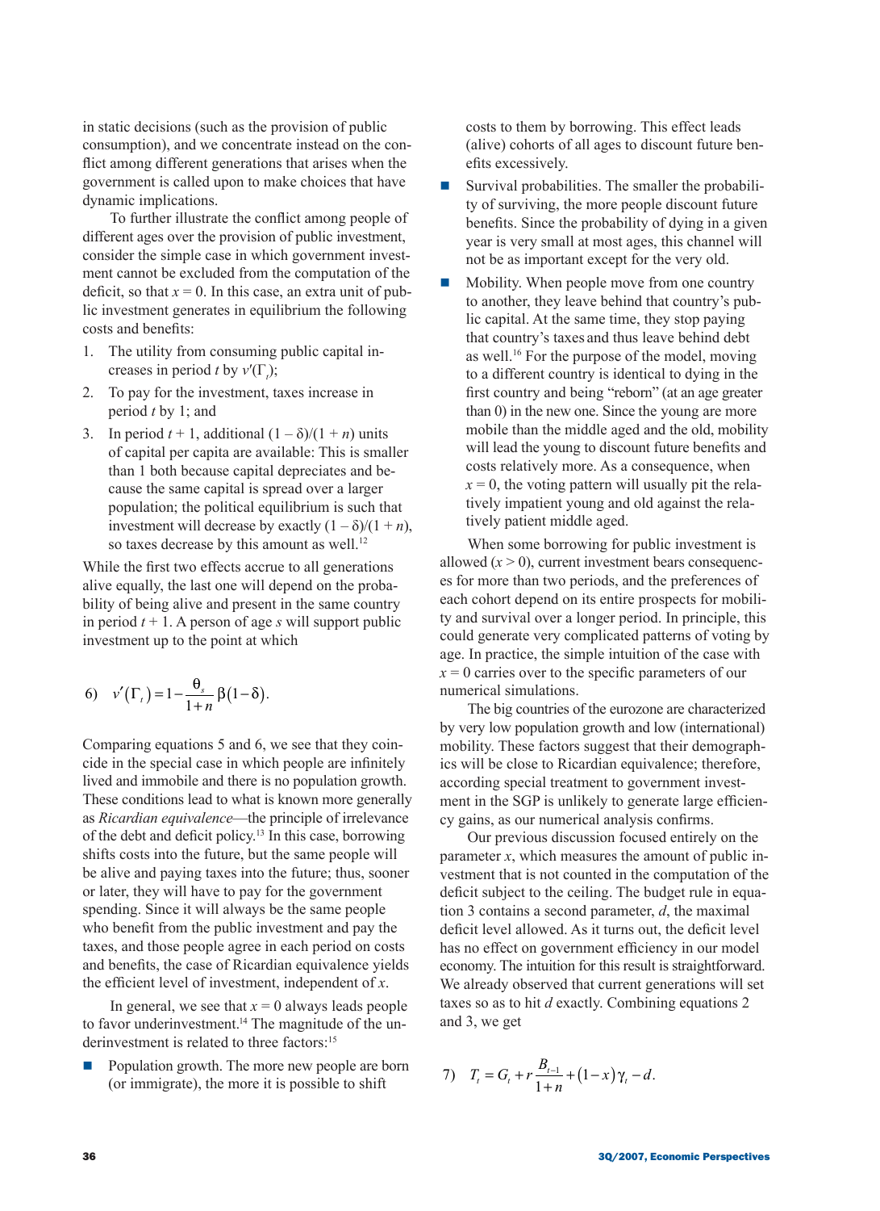in static decisions (such as the provision of public consumption), and we concentrate instead on the conflict among different generations that arises when the government is called upon to make choices that have dynamic implications.

To further illustrate the conflict among people of different ages over the provision of public investment, consider the simple case in which government investment cannot be excluded from the computation of the deficit, so that $x = 0$. In this case, an extra unit of public investment generates in equilibrium the following costs and benefits:

1. The utility from consuming public capital increases in period $t$ by $v'(\Gamma_t)$;
2. To pay for the investment, taxes increase in period $t$ by 1; and
3. In period $t + 1$, additional $(1 - \delta)/(1 + n)$ units of capital per capita are available: This is smaller than 1 both because capital depreciates and because the same capital is spread over a larger population; the political equilibrium is such that investment will decrease by exactly $(1 - \delta)/(1 + n)$, so taxes decrease by this amount as well.[12]

While the first two effects accrue to all generations alive equally, the last one will depend on the probability of being alive and present in the same country in period $t + 1$. A person of age $s$ will support public investment up to the point at which

$$6)\quad v'(\Gamma_t) = 1 - \frac{\theta_s}{1+n}\beta(1-\delta).$$

Comparing equations 5 and 6, we see that they coincide in the special case in which people are infinitely lived and immobile and there is no population growth. These conditions lead to what is known more generally as *Ricardian equivalence*—the principle of irrelevance of the debt and deficit policy.[13] In this case, borrowing shifts costs into the future, but the same people will be alive and paying taxes into the future; thus, sooner or later, they will have to pay for the government spending. Since it will always be the same people who benefit from the public investment and pay the taxes, and those people agree in each period on costs and benefits, the case of Ricardian equivalence yields the efficient level of investment, independent of $x$.

In general, we see that $x = 0$ always leads people to favor underinvestment.[14] The magnitude of the underinvestment is related to three factors:[15]

- Population growth. The more new people are born (or immigrate), the more it is possible to shift costs to them by borrowing. This effect leads (alive) cohorts of all ages to discount future benefits excessively.
- Survival probabilities. The smaller the probability of surviving, the more people discount future benefits. Since the probability of dying in a given year is very small at most ages, this channel will not be as important except for the very old.
- Mobility. When people move from one country to another, they leave behind that country's public capital. At the same time, they stop paying that country's taxes and thus leave behind debt as well.[16] For the purpose of the model, moving to a different country is identical to dying in the first country and being "reborn" (at an age greater than 0) in the new one. Since the young are more mobile than the middle aged and the old, mobility will lead the young to discount future benefits and costs relatively more. As a consequence, when $x = 0$, the voting pattern will usually pit the relatively impatient young and old against the relatively patient middle aged.

When some borrowing for public investment is allowed ($x > 0$), current investment bears consequences for more than two periods, and the preferences of each cohort depend on its entire prospects for mobility and survival over a longer period. In principle, this could generate very complicated patterns of voting by age. In practice, the simple intuition of the case with $x = 0$ carries over to the specific parameters of our numerical simulations.

The big countries of the eurozone are characterized by very low population growth and low (international) mobility. These factors suggest that their demographics will be close to Ricardian equivalence; therefore, according special treatment to government investment in the SGP is unlikely to generate large efficiency gains, as our numerical analysis confirms.

Our previous discussion focused entirely on the parameter $x$, which measures the amount of public investment that is not counted in the computation of the deficit subject to the ceiling. The budget rule in equation 3 contains a second parameter, $d$, the maximal deficit level allowed. As it turns out, the deficit level has no effect on government efficiency in our model economy. The intuition for this result is straightforward. We already observed that current generations will set taxes so as to hit $d$ exactly. Combining equations 2 and 3, we get

$$7)\quad T_t = G_t + r\frac{B_{t-1}}{1+n} + (1-x)\gamma_t - d.$$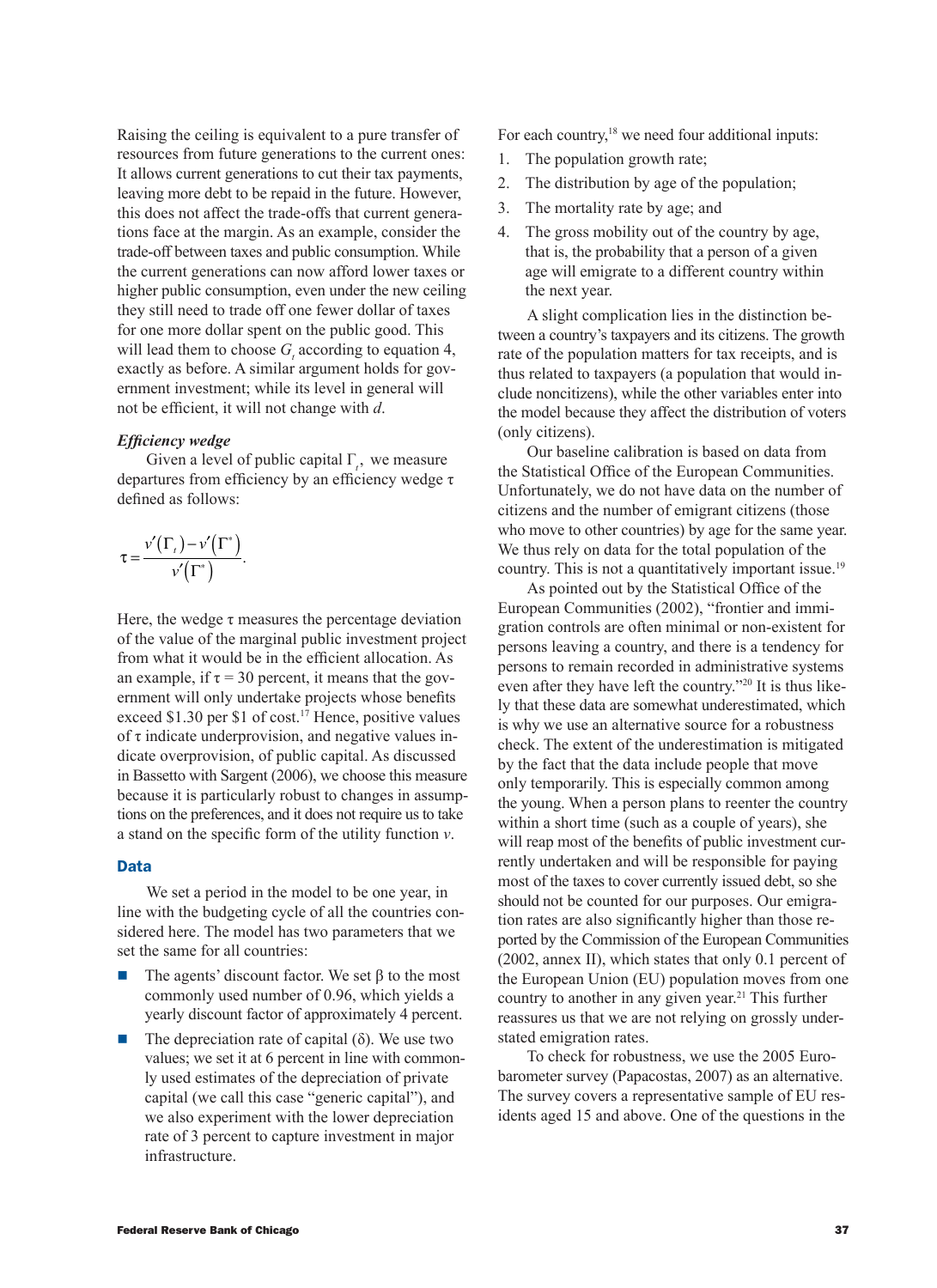Raising the ceiling is equivalent to a pure transfer of resources from future generations to the current ones: It allows current generations to cut their tax payments, leaving more debt to be repaid in the future. However, this does not affect the trade-offs that current generations face at the margin. As an example, consider the trade-off between taxes and public consumption. While the current generations can now afford lower taxes or higher public consumption, even under the new ceiling they still need to trade off one fewer dollar of taxes for one more dollar spent on the public good. This will lead them to choose $G_t$ according to equation 4, exactly as before. A similar argument holds for government investment; while its level in general will not be efficient, it will not change with $d$.

### *Efficiency wedge*

Given a level of public capital $\Gamma_t$, we measure departures from efficiency by an efficiency wedge $\tau$ defined as follows:

$$\tau = \frac{v'(\Gamma_t) - v'(\Gamma^*)}{v'(\Gamma^*)}.$$

Here, the wedge $\tau$ measures the percentage deviation of the value of the marginal public investment project from what it would be in the efficient allocation. As an example, if $\tau = 30$ percent, it means that the government will only undertake projects whose benefits exceed \$1.30 per \$1 of cost.[17] Hence, positive values of $\tau$ indicate underprovision, and negative values indicate overprovision, of public capital. As discussed in Bassetto with Sargent (2006), we choose this measure because it is particularly robust to changes in assumptions on the preferences, and it does not require us to take a stand on the specific form of the utility function $v$.

## Data

We set a period in the model to be one year, in line with the budgeting cycle of all the countries considered here. The model has two parameters that we set the same for all countries:

- The agents' discount factor. We set $\beta$ to the most commonly used number of 0.96, which yields a yearly discount factor of approximately 4 percent.
- The depreciation rate of capital ($\delta$). We use two values; we set it at 6 percent in line with commonly used estimates of the depreciation of private capital (we call this case "generic capital"), and we also experiment with the lower depreciation rate of 3 percent to capture investment in major infrastructure.

For each country,[18] we need four additional inputs:

1. The population growth rate;
2. The distribution by age of the population;
3. The mortality rate by age; and
4. The gross mobility out of the country by age, that is, the probability that a person of a given age will emigrate to a different country within the next year.

A slight complication lies in the distinction between a country's taxpayers and its citizens. The growth rate of the population matters for tax receipts, and is thus related to taxpayers (a population that would include noncitizens), while the other variables enter into the model because they affect the distribution of voters (only citizens).

Our baseline calibration is based on data from the Statistical Office of the European Communities. Unfortunately, we do not have data on the number of citizens and the number of emigrant citizens (those who move to other countries) by age for the same year. We thus rely on data for the total population of the country. This is not a quantitatively important issue.[19]

As pointed out by the Statistical Office of the European Communities (2002), "frontier and immigration controls are often minimal or non-existent for persons leaving a country, and there is a tendency for persons to remain recorded in administrative systems even after they have left the country."[20] It is thus likely that these data are somewhat underestimated, which is why we use an alternative source for a robustness check. The extent of the underestimation is mitigated by the fact that the data include people that move only temporarily. This is especially common among the young. When a person plans to reenter the country within a short time (such as a couple of years), she will reap most of the benefits of public investment currently undertaken and will be responsible for paying most of the taxes to cover currently issued debt, so she should not be counted for our purposes. Our emigration rates are also significantly higher than those reported by the Commission of the European Communities (2002, annex II), which states that only 0.1 percent of the European Union (EU) population moves from one country to another in any given year.[21] This further reassures us that we are not relying on grossly understated emigration rates.

To check for robustness, we use the 2005 Eurobarometer survey (Papacostas, 2007) as an alternative. The survey covers a representative sample of EU residents aged 15 and above. One of the questions in the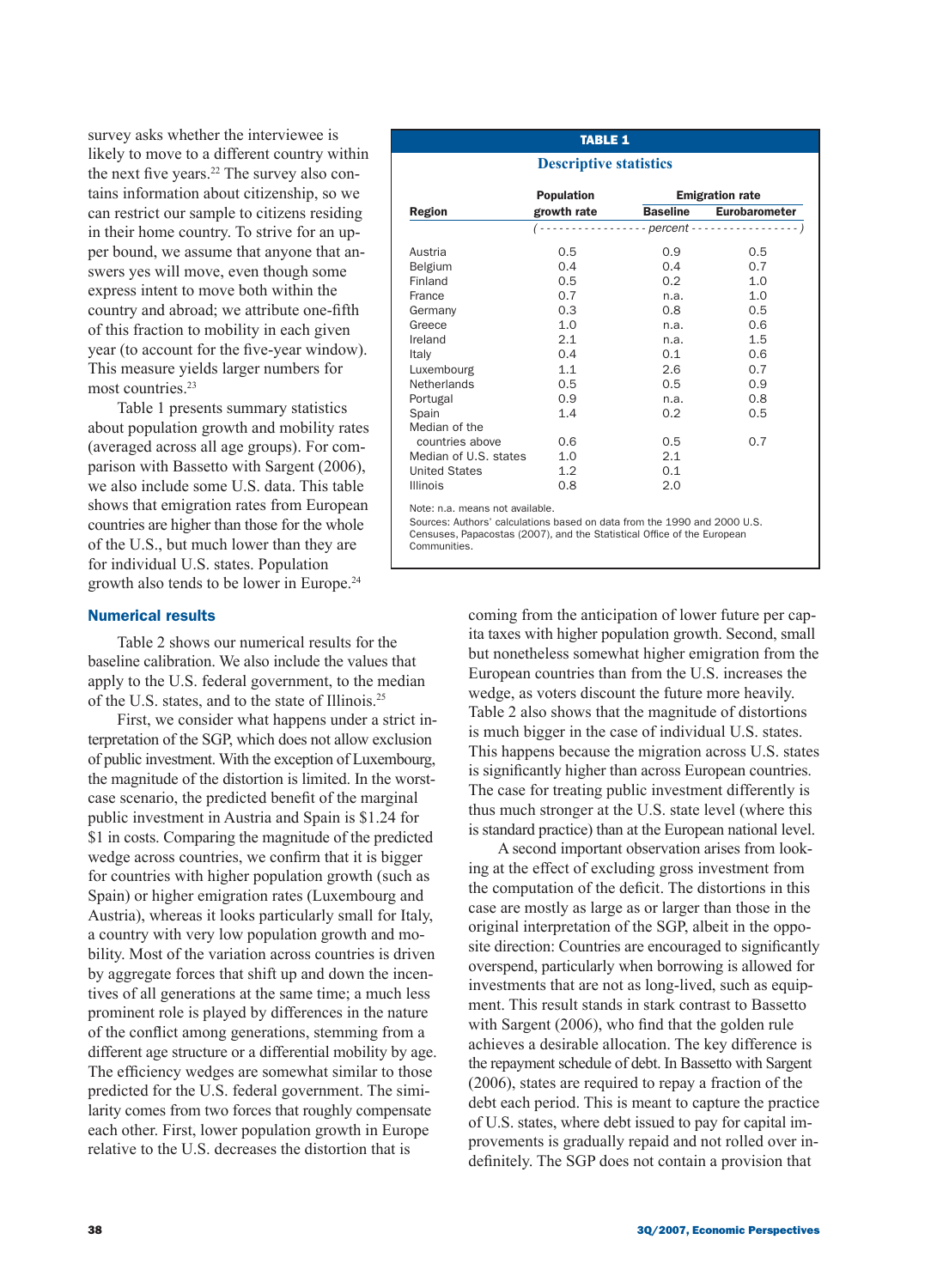survey asks whether the interviewee is likely to move to a different country within the next five years.[22] The survey also contains information about citizenship, so we can restrict our sample to citizens residing in their home country. To strive for an upper bound, we assume that anyone that answers yes will move, even though some express intent to move both within the country and abroad; we attribute one-fifth of this fraction to mobility in each given year (to account for the five-year window). This measure yields larger numbers for most countries.[23]

Table 1 presents summary statistics about population growth and mobility rates (averaged across all age groups). For comparison with Bassetto with Sargent (2006), we also include some U.S. data. This table shows that emigration rates from European countries are higher than those for the whole of the U.S., but much lower than they are for individual U.S. states. Population growth also tends to be lower in Europe.[24]

**TABLE 1**

**Descriptive statistics**

| Region | Population growth rate | Emigration rate: Baseline | Emigration rate: Eurobarometer |
|---|---|---|---|
| | (percent) | (percent) | (percent) |
| Austria | 0.5 | 0.9 | 0.5 |
| Belgium | 0.4 | 0.4 | 0.7 |
| Finland | 0.5 | 0.2 | 1.0 |
| France | 0.7 | n.a. | 1.0 |
| Germany | 0.3 | 0.8 | 0.5 |
| Greece | 1.0 | n.a. | 0.6 |
| Ireland | 2.1 | n.a. | 1.5 |
| Italy | 0.4 | 0.1 | 0.6 |
| Luxembourg | 1.1 | 2.6 | 0.7 |
| Netherlands | 0.5 | 0.5 | 0.9 |
| Portugal | 0.9 | n.a. | 0.8 |
| Spain | 1.4 | 0.2 | 0.5 |
| Median of the countries above | 0.6 | 0.5 | 0.7 |
| Median of U.S. states | 1.0 | 2.1 | |
| United States | 1.2 | 0.1 | |
| Illinois | 0.8 | 2.0 | |

Note: n.a. means not available.
Sources: Authors' calculations based on data from the 1990 and 2000 U.S. Censuses, Papacostas (2007), and the Statistical Office of the European Communities.

## Numerical results

Table 2 shows our numerical results for the baseline calibration. We also include the values that apply to the U.S. federal government, to the median of the U.S. states, and to the state of Illinois.[25]

First, we consider what happens under a strict interpretation of the SGP, which does not allow exclusion of public investment. With the exception of Luxembourg, the magnitude of the distortion is limited. In the worst-case scenario, the predicted benefit of the marginal public investment in Austria and Spain is $1.24 for $1 in costs. Comparing the magnitude of the predicted wedge across countries, we confirm that it is bigger for countries with higher population growth (such as Spain) or higher emigration rates (Luxembourg and Austria), whereas it looks particularly small for Italy, a country with very low population growth and mobility. Most of the variation across countries is driven by aggregate forces that shift up and down the incentives of all generations at the same time; a much less prominent role is played by differences in the nature of the conflict among generations, stemming from a different age structure or a differential mobility by age. The efficiency wedges are somewhat similar to those predicted for the U.S. federal government. The similarity comes from two forces that roughly compensate each other. First, lower population growth in Europe relative to the U.S. decreases the distortion that is coming from the anticipation of lower future per capita taxes with higher population growth. Second, small but nonetheless somewhat higher emigration from the European countries than from the U.S. increases the wedge, as voters discount the future more heavily. Table 2 also shows that the magnitude of distortions is much bigger in the case of individual U.S. states. This happens because the migration across U.S. states is significantly higher than across European countries. The case for treating public investment differently is thus much stronger at the U.S. state level (where this is standard practice) than at the European national level.

A second important observation arises from looking at the effect of excluding gross investment from the computation of the deficit. The distortions in this case are mostly as large as or larger than those in the original interpretation of the SGP, albeit in the opposite direction: Countries are encouraged to significantly overspend, particularly when borrowing is allowed for investments that are not as long-lived, such as equipment. This result stands in stark contrast to Bassetto with Sargent (2006), who find that the golden rule achieves a desirable allocation. The key difference is the repayment schedule of debt. In Bassetto with Sargent (2006), states are required to repay a fraction of the debt each period. This is meant to capture the practice of U.S. states, where debt issued to pay for capital improvements is gradually repaid and not rolled over indefinitely. The SGP does not contain a provision that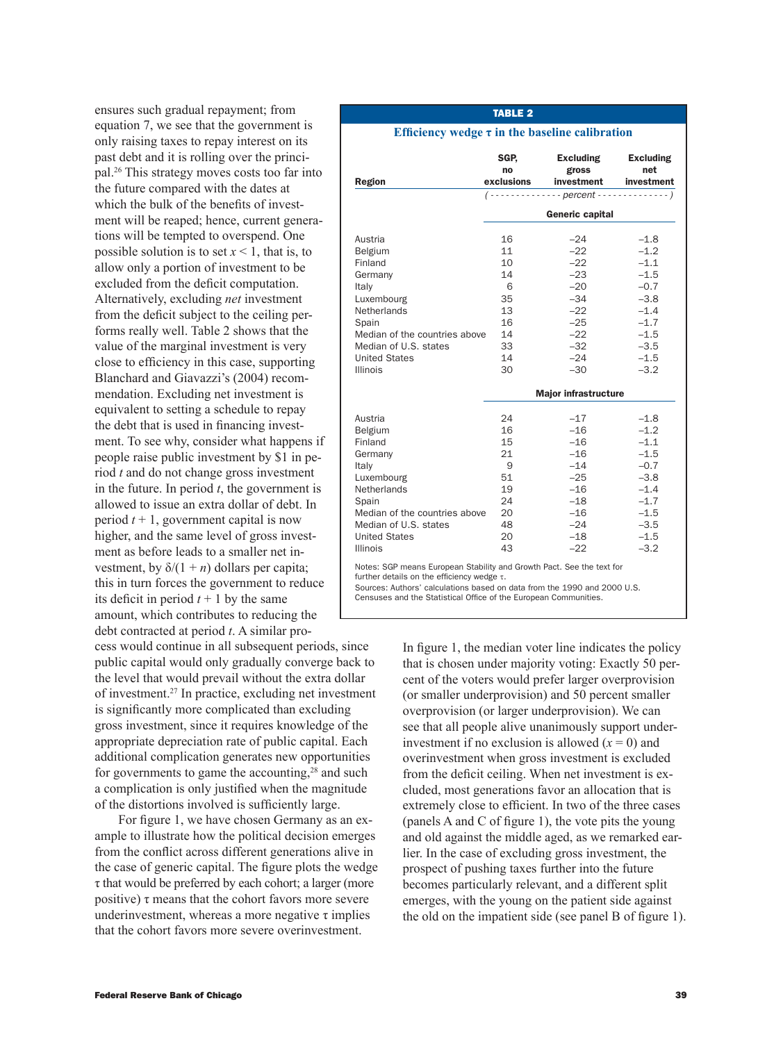ensures such gradual repayment; from equation 7, we see that the government is only raising taxes to repay interest on its past debt and it is rolling over the principal.[26] This strategy moves costs too far into the future compared with the dates at which the bulk of the benefits of investment will be reaped; hence, current generations will be tempted to overspend. One possible solution is to set $x < 1$, that is, to allow only a portion of investment to be excluded from the deficit computation. Alternatively, excluding *net* investment from the deficit subject to the ceiling performs really well. Table 2 shows that the value of the marginal investment is very close to efficiency in this case, supporting Blanchard and Giavazzi's (2004) recommendation. Excluding net investment is equivalent to setting a schedule to repay the debt that is used in financing investment. To see why, consider what happens if people raise public investment by $1 in period $t$ and do not change gross investment in the future. In period $t$, the government is allowed to issue an extra dollar of debt. In period $t + 1$, government capital is now higher, and the same level of gross investment as before leads to a smaller net investment, by $\delta/(1 + n)$ dollars per capita; this in turn forces the government to reduce its deficit in period $t + 1$ by the same amount, which contributes to reducing the debt contracted at period $t$. A similar process would continue in all subsequent periods, since public capital would only gradually converge back to the level that would prevail without the extra dollar of investment.[27] In practice, excluding net investment is significantly more complicated than excluding gross investment, since it requires knowledge of the appropriate depreciation rate of public capital. Each additional complication generates new opportunities for governments to game the accounting,[28] and such a complication is only justified when the magnitude of the distortions involved is sufficiently large.

For figure 1, we have chosen Germany as an example to illustrate how the political decision emerges from the conflict across different generations alive in the case of generic capital. The figure plots the wedge $\tau$ that would be preferred by each cohort; a larger (more positive) $\tau$ means that the cohort favors more severe underinvestment, whereas a more negative $\tau$ implies that the cohort favors more severe overinvestment.

**TABLE 2**

**Efficiency wedge $\tau$ in the baseline calibration**

| Region | SGP, no exclusions | Excluding gross investment | Excluding net investment |
|---|---|---|---|
| | (percent) | | |
| | **Generic capital** | | |
| Austria | 16 | −24 | −1.8 |
| Belgium | 11 | −22 | −1.2 |
| Finland | 10 | −22 | −1.1 |
| Germany | 14 | −23 | −1.5 |
| Italy | 6 | −20 | −0.7 |
| Luxembourg | 35 | −34 | −3.8 |
| Netherlands | 13 | −22 | −1.4 |
| Spain | 16 | −25 | −1.7 |
| Median of the countries above | 14 | −22 | −1.5 |
| Median of U.S. states | 33 | −32 | −3.5 |
| United States | 14 | −24 | −1.5 |
| Illinois | 30 | −30 | −3.2 |
| | **Major infrastructure** | | |
| Austria | 24 | −17 | −1.8 |
| Belgium | 16 | −16 | −1.2 |
| Finland | 15 | −16 | −1.1 |
| Germany | 21 | −16 | −1.5 |
| Italy | 9 | −14 | −0.7 |
| Luxembourg | 51 | −25 | −3.8 |
| Netherlands | 19 | −16 | −1.4 |
| Spain | 24 | −18 | −1.7 |
| Median of the countries above | 20 | −16 | −1.5 |
| Median of U.S. states | 48 | −24 | −3.5 |
| United States | 20 | −18 | −1.5 |
| Illinois | 43 | −22 | −3.2 |

Notes: SGP means European Stability and Growth Pact. See the text for further details on the efficiency wedge $\tau$.
Sources: Authors' calculations based on data from the 1990 and 2000 U.S. Censuses and the Statistical Office of the European Communities.

In figure 1, the median voter line indicates the policy that is chosen under majority voting: Exactly 50 percent of the voters would prefer larger overprovision (or smaller underprovision) and 50 percent smaller overprovision (or larger underprovision). We can see that all people alive unanimously support underinvestment if no exclusion is allowed ($x = 0$) and overinvestment when gross investment is excluded from the deficit ceiling. When net investment is excluded, most generations favor an allocation that is extremely close to efficient. In two of the three cases (panels A and C of figure 1), the vote pits the young and old against the middle aged, as we remarked earlier. In the case of excluding gross investment, the prospect of pushing taxes further into the future becomes particularly relevant, and a different split emerges, with the young on the patient side against the old on the impatient side (see panel B of figure 1).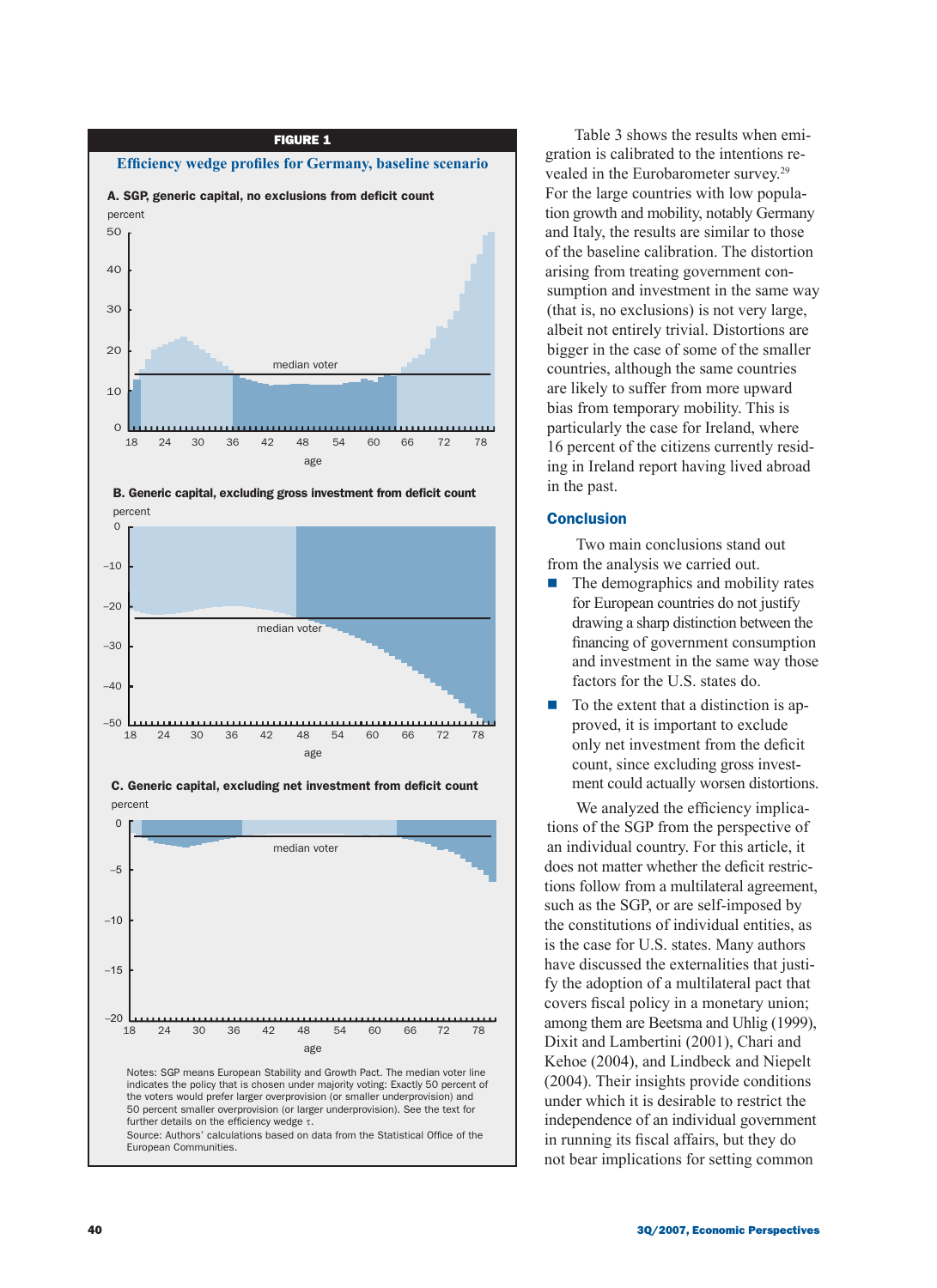**FIGURE 1**

**Efficiency wedge profiles for Germany, baseline scenario**

**A. SGP, generic capital, no exclusions from deficit count**

**B. Generic capital, excluding gross investment from deficit count**

**C. Generic capital, excluding net investment from deficit count**

Notes: SGP means European Stability and Growth Pact. The median voter line indicates the policy that is chosen under majority voting: Exactly 50 percent of the voters would prefer larger overprovision (or smaller underprovision) and 50 percent smaller overprovision (or larger underprovision). See the text for further details on the efficiency wedge $\tau$.

Source: Authors' calculations based on data from the Statistical Office of the European Communities.

Table 3 shows the results when emigration is calibrated to the intentions revealed in the Eurobarometer survey.[29] For the large countries with low population growth and mobility, notably Germany and Italy, the results are similar to those of the baseline calibration. The distortion arising from treating government consumption and investment in the same way (that is, no exclusions) is not very large, albeit not entirely trivial. Distortions are bigger in the case of some of the smaller countries, although the same countries are likely to suffer from more upward bias from temporary mobility. This is particularly the case for Ireland, where 16 percent of the citizens currently residing in Ireland report having lived abroad in the past.

## Conclusion

Two main conclusions stand out from the analysis we carried out.

- The demographics and mobility rates for European countries do not justify drawing a sharp distinction between the financing of government consumption and investment in the same way those factors for the U.S. states do.
- To the extent that a distinction is approved, it is important to exclude only net investment from the deficit count, since excluding gross investment could actually worsen distortions.

We analyzed the efficiency implications of the SGP from the perspective of an individual country. For this article, it does not matter whether the deficit restrictions follow from a multilateral agreement, such as the SGP, or are self-imposed by the constitutions of individual entities, as is the case for U.S. states. Many authors have discussed the externalities that justify the adoption of a multilateral pact that covers fiscal policy in a monetary union; among them are Beetsma and Uhlig (1999), Dixit and Lambertini (2001), Chari and Kehoe (2004), and Lindbeck and Niepelt (2004). Their insights provide conditions under which it is desirable to restrict the independence of an individual government in running its fiscal affairs, but they do not bear implications for setting common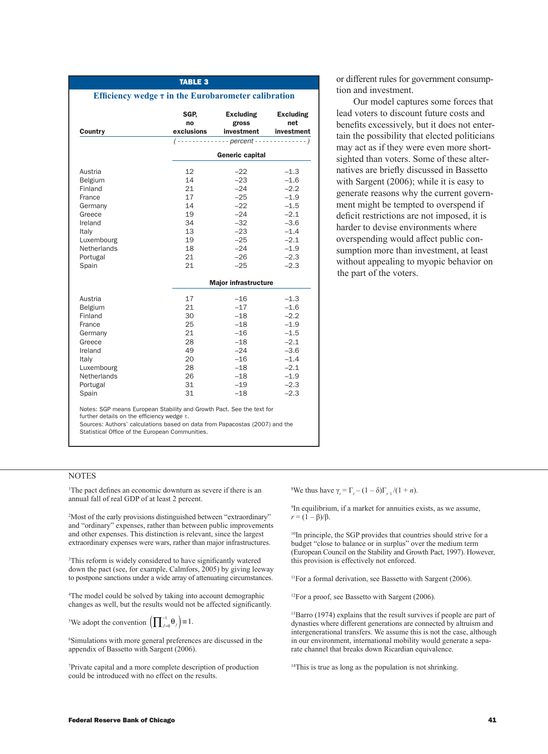**TABLE 3**

**Efficiency wedge τ in the Eurobarometer calibration**

| Country | SGP, no exclusions | Excluding gross investment | Excluding net investment |
|---|---|---|---|
| | (- - - - - - - - - - - - - | percent - - - - - - - - - - - - - | ) |
| | | **Generic capital** | |
| Austria | 12 | −22 | −1.3 |
| Belgium | 14 | −23 | −1.6 |
| Finland | 21 | −24 | −2.2 |
| France | 17 | −25 | −1.9 |
| Germany | 14 | −22 | −1.5 |
| Greece | 19 | −24 | −2.1 |
| Ireland | 34 | −32 | −3.6 |
| Italy | 13 | −23 | −1.4 |
| Luxembourg | 19 | −25 | −2.1 |
| Netherlands | 18 | −24 | −1.9 |
| Portugal | 21 | −26 | −2.3 |
| Spain | 21 | −25 | −2.3 |
| | | **Major infrastructure** | |
| Austria | 17 | −16 | −1.3 |
| Belgium | 21 | −17 | −1.6 |
| Finland | 30 | −18 | −2.2 |
| France | 25 | −18 | −1.9 |
| Germany | 21 | −16 | −1.5 |
| Greece | 28 | −18 | −2.1 |
| Ireland | 49 | −24 | −3.6 |
| Italy | 20 | −16 | −1.4 |
| Luxembourg | 28 | −18 | −2.1 |
| Netherlands | 26 | −18 | −1.9 |
| Portugal | 31 | −19 | −2.3 |
| Spain | 31 | −18 | −2.3 |

Notes: SGP means European Stability and Growth Pact. See the text for further details on the efficiency wedge τ.
Sources: Authors' calculations based on data from Papacostas (2007) and the Statistical Office of the European Communities.

or different rules for government consumption and investment.

Our model captures some forces that lead voters to discount future costs and benefits excessively, but it does not entertain the possibility that elected politicians may act as if they were even more shortsighted than voters. Some of these alternatives are briefly discussed in Bassetto with Sargent (2006); while it is easy to generate reasons why the current government might be tempted to overspend if deficit restrictions are not imposed, it is harder to devise environments where overspending would affect public consumption more than investment, at least without appealing to myopic behavior on the part of the voters.

NOTES

[1]The pact defines an economic downturn as severe if there is an annual fall of real GDP of at least 2 percent.

[2]Most of the early provisions distinguished between "extraordinary" and "ordinary" expenses, rather than between public improvements and other expenses. This distinction is relevant, since the largest extraordinary expenses were wars, rather than major infrastructures.

[3]This reform is widely considered to have significantly watered down the pact (see, for example, Calmfors, 2005) by giving leeway to postpone sanctions under a wide array of attenuating circumstances.

[4]The model could be solved by taking into account demographic changes as well, but the results would not be affected significantly.

[5]We adopt the convention $\left(\prod_{j=0}^{-1}\theta_j\right) \equiv 1$.

[6]Simulations with more general preferences are discussed in the appendix of Bassetto with Sargent (2006).

[7]Private capital and a more complete description of production could be introduced with no effect on the results.

[8]We thus have $\gamma_t = \Gamma_t - (1-\delta)\Gamma_{t-1}/(1+n)$.

[9]In equilibrium, if a market for annuities exists, as we assume, $r = (1-\beta)/\beta$.

[10]In principle, the SGP provides that countries should strive for a budget "close to balance or in surplus" over the medium term (European Council on the Stability and Growth Pact, 1997). However, this provision is effectively not enforced.

[11]For a formal derivation, see Bassetto with Sargent (2006).

[12]For a proof, see Bassetto with Sargent (2006).

[13]Barro (1974) explains that the result survives if people are part of dynasties where different generations are connected by altruism and intergenerational transfers. We assume this is not the case, although in our environment, international mobility would generate a separate channel that breaks down Ricardian equivalence.

[14]This is true as long as the population is not shrinking.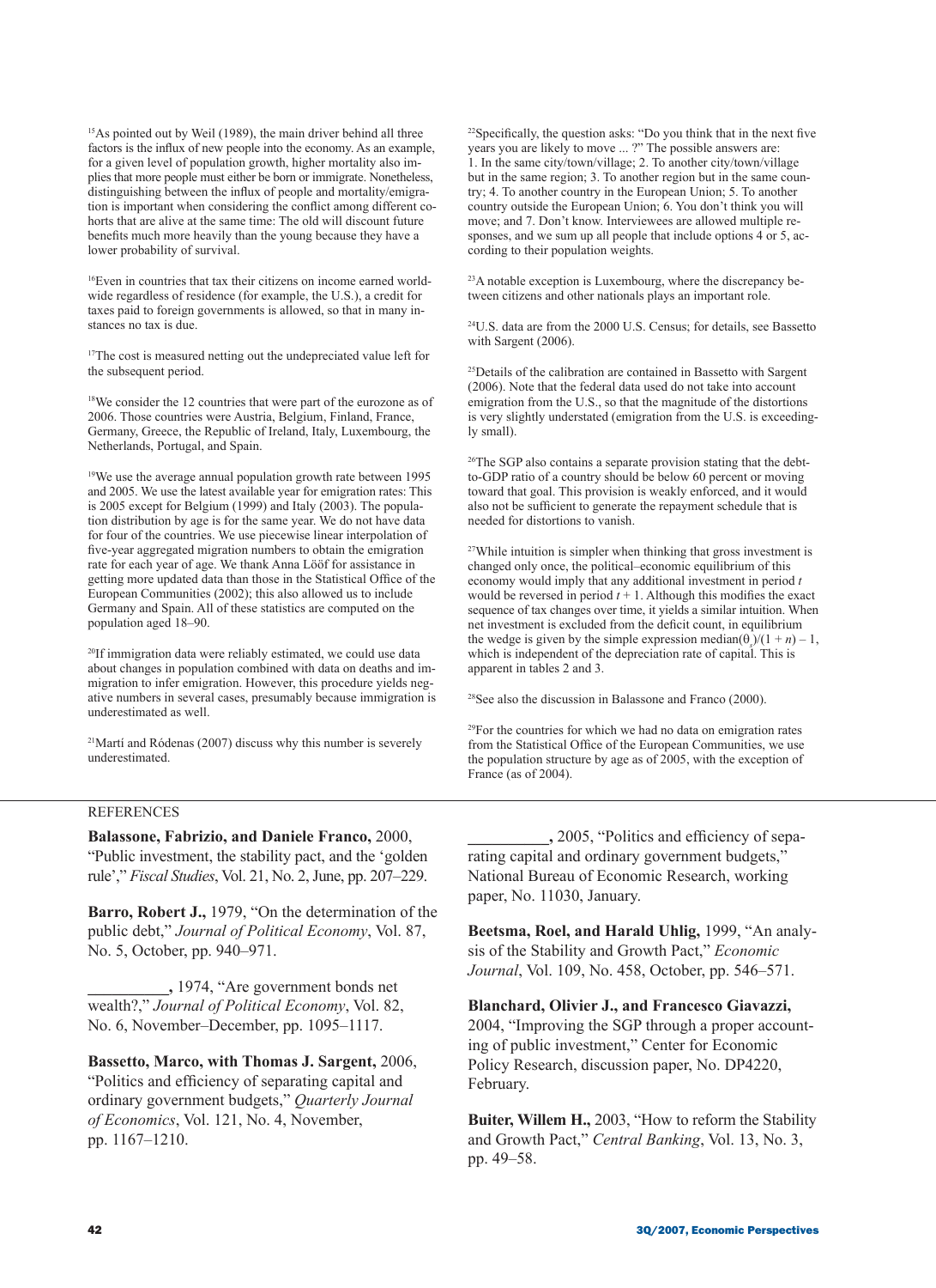[15]As pointed out by Weil (1989), the main driver behind all three factors is the influx of new people into the economy. As an example, for a given level of population growth, higher mortality also implies that more people must either be born or immigrate. Nonetheless, distinguishing between the influx of people and mortality/emigration is important when considering the conflict among different cohorts that are alive at the same time: The old will discount future benefits much more heavily than the young because they have a lower probability of survival.

[16]Even in countries that tax their citizens on income earned worldwide regardless of residence (for example, the U.S.), a credit for taxes paid to foreign governments is allowed, so that in many instances no tax is due.

[17]The cost is measured netting out the undepreciated value left for the subsequent period.

[18]We consider the 12 countries that were part of the eurozone as of 2006. Those countries were Austria, Belgium, Finland, France, Germany, Greece, the Republic of Ireland, Italy, Luxembourg, the Netherlands, Portugal, and Spain.

[19]We use the average annual population growth rate between 1995 and 2005. We use the latest available year for emigration rates: This is 2005 except for Belgium (1999) and Italy (2003). The population distribution by age is for the same year. We do not have data for four of the countries. We use piecewise linear interpolation of five-year aggregated migration numbers to obtain the emigration rate for each year of age. We thank Anna Lööf for assistance in getting more updated data than those in the Statistical Office of the European Communities (2002); this also allowed us to include Germany and Spain. All of these statistics are computed on the population aged 18–90.

[20]If immigration data were reliably estimated, we could use data about changes in population combined with data on deaths and immigration to infer emigration. However, this procedure yields negative numbers in several cases, presumably because immigration is underestimated as well.

[21]Martí and Ródenas (2007) discuss why this number is severely underestimated.

[22]Specifically, the question asks: "Do you think that in the next five years you are likely to move ... ?" The possible answers are: 1. In the same city/town/village; 2. To another city/town/village but in the same region; 3. To another region but in the same country; 4. To another country in the European Union; 5. To another country outside the European Union; 6. You don't think you will move; and 7. Don't know. Interviewees are allowed multiple responses, and we sum up all people that include options 4 or 5, according to their population weights.

[23]A notable exception is Luxembourg, where the discrepancy between citizens and other nationals plays an important role.

[24]U.S. data are from the 2000 U.S. Census; for details, see Bassetto with Sargent (2006).

[25]Details of the calibration are contained in Bassetto with Sargent (2006). Note that the federal data used do not take into account emigration from the U.S., so that the magnitude of the distortions is very slightly understated (emigration from the U.S. is exceedingly small).

[26]The SGP also contains a separate provision stating that the debt-to-GDP ratio of a country should be below 60 percent or moving toward that goal. This provision is weakly enforced, and it would also not be sufficient to generate the repayment schedule that is needed for distortions to vanish.

[27]While intuition is simpler when thinking that gross investment is changed only once, the political–economic equilibrium of this economy would imply that any additional investment in period $t$ would be reversed in period $t + 1$. Although this modifies the exact sequence of tax changes over time, it yields a similar intuition. When net investment is excluded from the deficit count, in equilibrium the wedge is given by the simple expression $\text{median}(\theta_s)/(1 + n) - 1$, which is independent of the depreciation rate of capital. This is apparent in tables 2 and 3.

[28]See also the discussion in Balassone and Franco (2000).

[29]For the countries for which we had no data on emigration rates from the Statistical Office of the European Communities, we use the population structure by age as of 2005, with the exception of France (as of 2004).

## REFERENCES

**Balassone, Fabrizio, and Daniele Franco,** 2000, "Public investment, the stability pact, and the 'golden rule'," *Fiscal Studies*, Vol. 21, No. 2, June, pp. 207–229.

**Barro, Robert J.,** 1979, "On the determination of the public debt," *Journal of Political Economy*, Vol. 87, No. 5, October, pp. 940–971.

**__________,** 1974, "Are government bonds net wealth?," *Journal of Political Economy*, Vol. 82, No. 6, November–December, pp. 1095–1117.

**Bassetto, Marco, with Thomas J. Sargent,** 2006, "Politics and efficiency of separating capital and ordinary government budgets," *Quarterly Journal of Economics*, Vol. 121, No. 4, November, pp. 1167–1210.

**__________,** 2005, "Politics and efficiency of separating capital and ordinary government budgets," National Bureau of Economic Research, working paper, No. 11030, January.

**Beetsma, Roel, and Harald Uhlig,** 1999, "An analysis of the Stability and Growth Pact," *Economic Journal*, Vol. 109, No. 458, October, pp. 546–571.

**Blanchard, Olivier J., and Francesco Giavazzi,** 2004, "Improving the SGP through a proper accounting of public investment," Center for Economic Policy Research, discussion paper, No. DP4220, February.

**Buiter, Willem H.,** 2003, "How to reform the Stability and Growth Pact," *Central Banking*, Vol. 13, No. 3, pp. 49–58.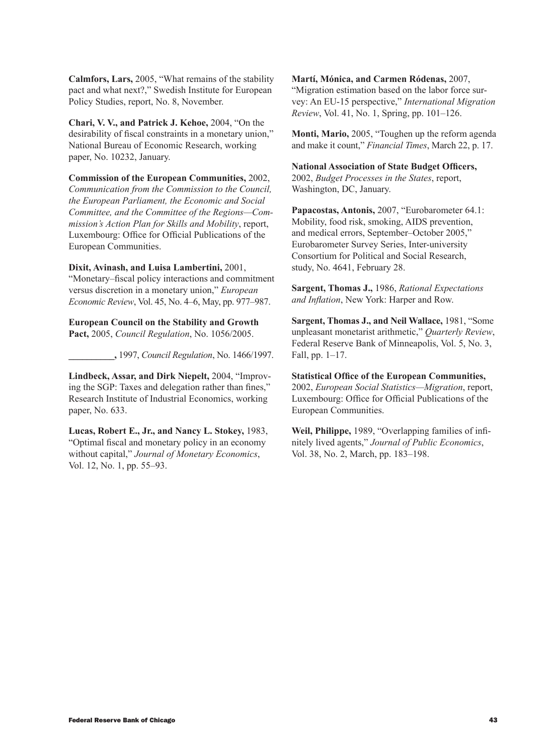**Calmfors, Lars,** 2005, "What remains of the stability pact and what next?," Swedish Institute for European Policy Studies, report, No. 8, November.

**Chari, V. V., and Patrick J. Kehoe,** 2004, "On the desirability of fiscal constraints in a monetary union," National Bureau of Economic Research, working paper, No. 10232, January.

**Commission of the European Communities,** 2002, *Communication from the Commission to the Council, the European Parliament, the Economic and Social Committee, and the Committee of the Regions—Commission's Action Plan for Skills and Mobility*, report, Luxembourg: Office for Official Publications of the European Communities.

**Dixit, Avinash, and Luisa Lambertini,** 2001, "Monetary–fiscal policy interactions and commitment versus discretion in a monetary union," *European Economic Review*, Vol. 45, No. 4–6, May, pp. 977–987.

**European Council on the Stability and Growth Pact,** 2005, *Council Regulation*, No. 1056/2005.

**__________,** 1997, *Council Regulation*, No. 1466/1997.

**Lindbeck, Assar, and Dirk Niepelt,** 2004, "Improving the SGP: Taxes and delegation rather than fines," Research Institute of Industrial Economics, working paper, No. 633.

**Lucas, Robert E., Jr., and Nancy L. Stokey,** 1983, "Optimal fiscal and monetary policy in an economy without capital," *Journal of Monetary Economics*, Vol. 12, No. 1, pp. 55–93.

**Martí, Mónica, and Carmen Ródenas,** 2007, "Migration estimation based on the labor force survey: An EU-15 perspective," *International Migration Review*, Vol. 41, No. 1, Spring, pp. 101–126.

**Monti, Mario,** 2005, "Toughen up the reform agenda and make it count," *Financial Times*, March 22, p. 17.

**National Association of State Budget Officers,** 2002, *Budget Processes in the States*, report, Washington, DC, January.

**Papacostas, Antonis,** 2007, "Eurobarometer 64.1: Mobility, food risk, smoking, AIDS prevention, and medical errors, September–October 2005," Eurobarometer Survey Series, Inter-university Consortium for Political and Social Research, study, No. 4641, February 28.

**Sargent, Thomas J.,** 1986, *Rational Expectations and Inflation*, New York: Harper and Row.

**Sargent, Thomas J., and Neil Wallace,** 1981, "Some unpleasant monetarist arithmetic," *Quarterly Review*, Federal Reserve Bank of Minneapolis, Vol. 5, No. 3, Fall, pp. 1–17.

**Statistical Office of the European Communities,** 2002, *European Social Statistics—Migration*, report, Luxembourg: Office for Official Publications of the European Communities.

**Weil, Philippe,** 1989, "Overlapping families of infinitely lived agents," *Journal of Public Economics*, Vol. 38, No. 2, March, pp. 183–198.